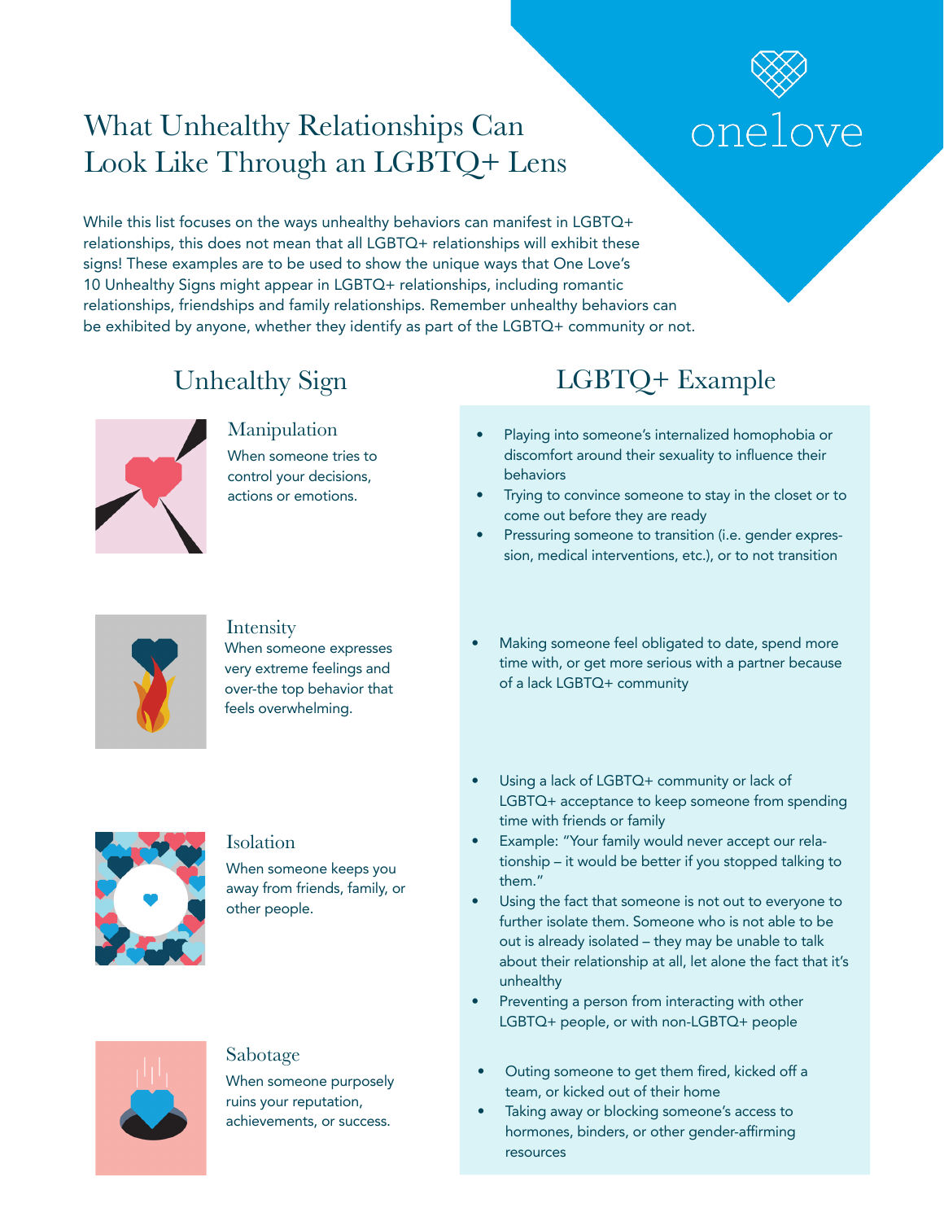# What Unhealthy Relationships Can Look Like Through an LGBTQ+ Lens

onelove

While this list focuses on the ways unhealthy behaviors can manifest in LGBTQ+ relationships, this does not mean that all LGBTQ+ relationships will exhibit these signs! These examples are to be used to show the unique ways that One Love's 10 Unhealthy Signs might appear in LGBTQ+ relationships, including romantic relationships, friendships and family relationships. Remember unhealthy behaviors can be exhibited by anyone, whether they identify as part of the LGBTQ+ community or not.

| Unhealthy Sign | LGBTQ+ Example |
| --- | --- |
| **Manipulation**<br>When someone tries to control your decisions, actions or emotions. | • Playing into someone's internalized homophobia or discomfort around their sexuality to influence their behaviors<br>• Trying to convince someone to stay in the closet or to come out before they are ready<br>• Pressuring someone to transition (i.e. gender expression, medical interventions, etc.), or to not transition |
| **Intensity**<br>When someone expresses very extreme feelings and over-the top behavior that feels overwhelming. | • Making someone feel obligated to date, spend more time with, or get more serious with a partner because of a lack LGBTQ+ community |
| **Isolation**<br>When someone keeps you away from friends, family, or other people. | • Using a lack of LGBTQ+ community or lack of LGBTQ+ acceptance to keep someone from spending time with friends or family<br>• Example: "Your family would never accept our relationship – it would be better if you stopped talking to them."<br>• Using the fact that someone is not out to everyone to further isolate them. Someone who is not able to be out is already isolated – they may be unable to talk about their relationship at all, let alone the fact that it's unhealthy<br>• Preventing a person from interacting with other LGBTQ+ people, or with non-LGBTQ+ people |
| **Sabotage**<br>When someone purposely ruins your reputation, achievements, or success. | • Outing someone to get them fired, kicked off a team, or kicked out of their home<br>• Taking away or blocking someone's access to hormones, binders, or other gender-affirming resources |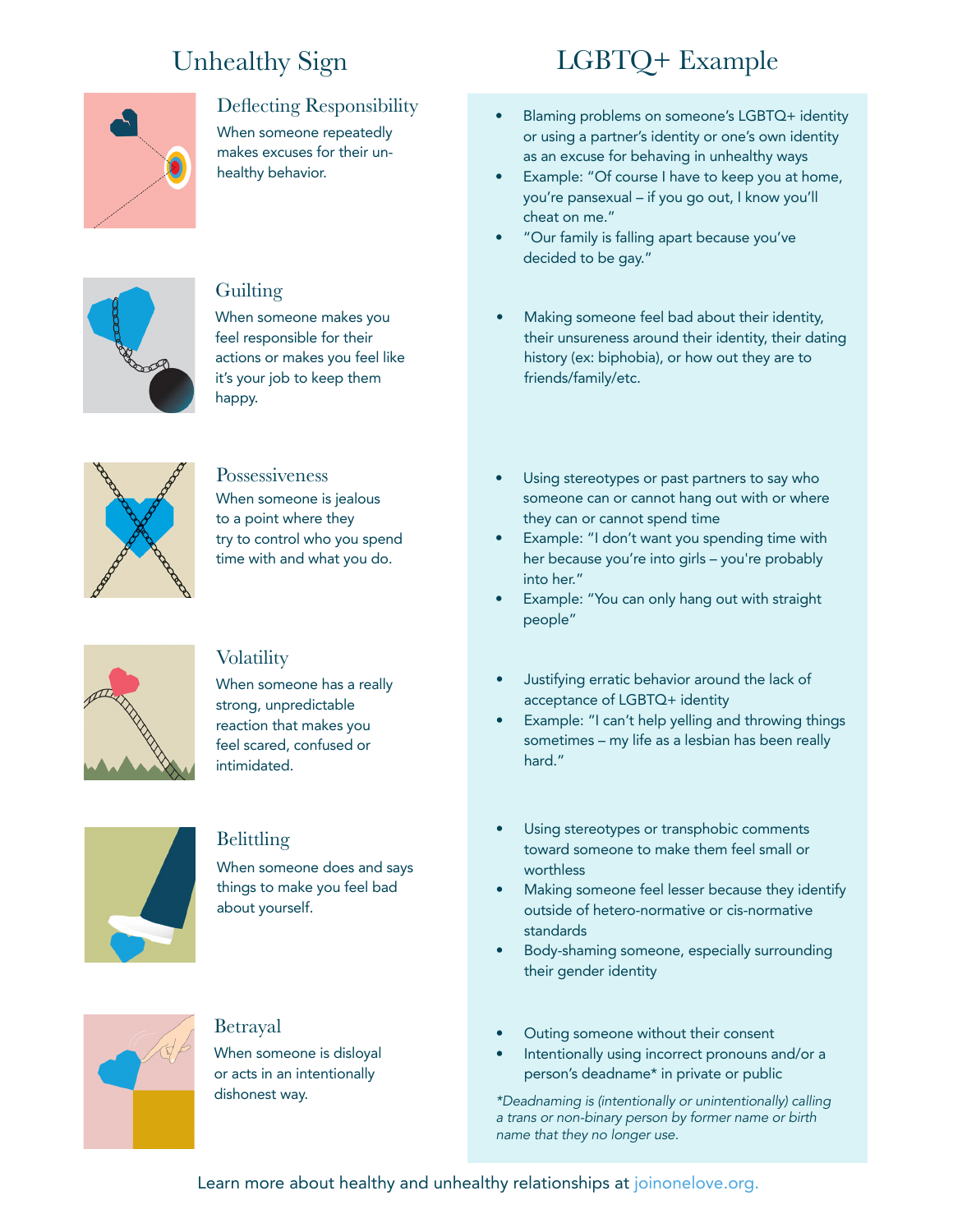| Unhealthy Sign | LGBTQ+ Example |
|---|---|
| **Deflecting Responsibility**<br>When someone repeatedly makes excuses for their unhealthy behavior. | • Blaming problems on someone's LGBTQ+ identity or using a partner's identity or one's own identity as an excuse for behaving in unhealthy ways<br>• Example: "Of course I have to keep you at home, you're pansexual – if you go out, I know you'll cheat on me."<br>• "Our family is falling apart because you've decided to be gay." |
| **Guilting**<br>When someone makes you feel responsible for their actions or makes you feel like it's your job to keep them happy. | • Making someone feel bad about their identity, their unsureness around their identity, their dating history (ex: biphobia), or how out they are to friends/family/etc. |
| **Possessiveness**<br>When someone is jealous to a point where they try to control who you spend time with and what you do. | • Using stereotypes or past partners to say who someone can or cannot hang out with or where they can or cannot spend time<br>• Example: "I don't want you spending time with her because you're into girls – you're probably into her."<br>• Example: "You can only hang out with straight people" |
| **Volatility**<br>When someone has a really strong, unpredictable reaction that makes you feel scared, confused or intimidated. | • Justifying erratic behavior around the lack of acceptance of LGBTQ+ identity<br>• Example: "I can't help yelling and throwing things sometimes – my life as a lesbian has been really hard." |
| **Belittling**<br>When someone does and says things to make you feel bad about yourself. | • Using stereotypes or transphobic comments toward someone to make them feel small or worthless<br>• Making someone feel lesser because they identify outside of hetero-normative or cis-normative standards<br>• Body-shaming someone, especially surrounding their gender identity |
| **Betrayal**<br>When someone is disloyal or acts in an intentionally dishonest way. | • Outing someone without their consent<br>• Intentionally using incorrect pronouns and/or a person's deadname* in private or public |

*Deadnaming is (intentionally or unintentionally) calling a trans or non-binary person by former name or birth name that they no longer use.*

Learn more about healthy and unhealthy relationships at joinonelove.org.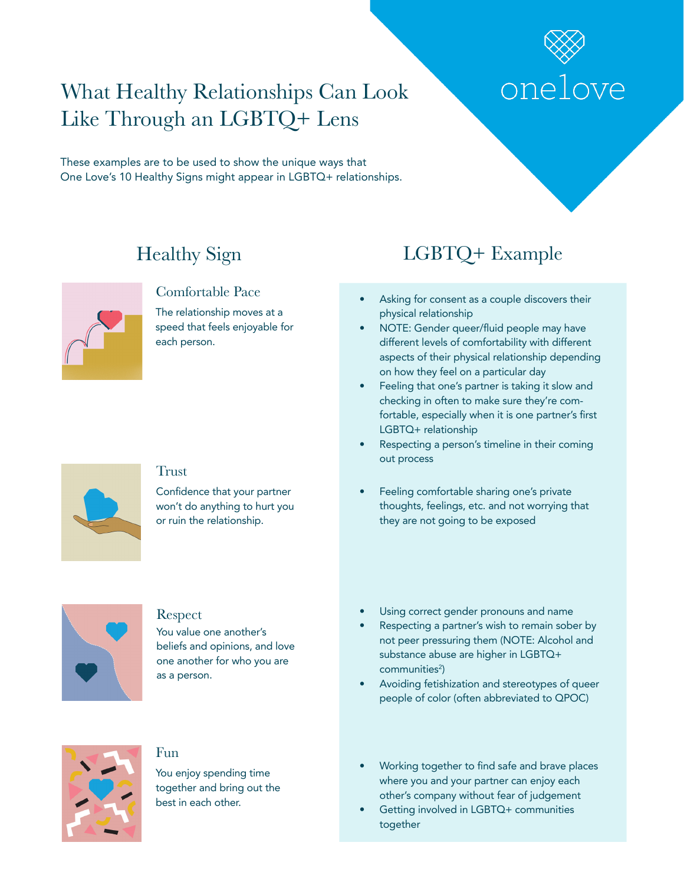# What Healthy Relationships Can Look Like Through an LGBTQ+ Lens

onelove

These examples are to be used to show the unique ways that One Love's 10 Healthy Signs might appear in LGBTQ+ relationships.

| Healthy Sign | LGBTQ+ Example |
| --- | --- |
| **Comfortable Pace**<br>The relationship moves at a speed that feels enjoyable for each person. | • Asking for consent as a couple discovers their physical relationship<br>• NOTE: Gender queer/fluid people may have different levels of comfortability with different aspects of their physical relationship depending on how they feel on a particular day<br>• Feeling that one's partner is taking it slow and checking in often to make sure they're comfortable, especially when it is one partner's first LGBTQ+ relationship<br>• Respecting a person's timeline in their coming out process |
| **Trust**<br>Confidence that your partner won't do anything to hurt you or ruin the relationship. | • Feeling comfortable sharing one's private thoughts, feelings, etc. and not worrying that they are not going to be exposed |
| **Respect**<br>You value one another's beliefs and opinions, and love one another for who you are as a person. | • Using correct gender pronouns and name<br>• Respecting a partner's wish to remain sober by not peer pressuring them (NOTE: Alcohol and substance abuse are higher in LGBTQ+ communities[2])<br>• Avoiding fetishization and stereotypes of queer people of color (often abbreviated to QPOC) |
| **Fun**<br>You enjoy spending time together and bring out the best in each other. | • Working together to find safe and brave places where you and your partner can enjoy each other's company without fear of judgement<br>• Getting involved in LGBTQ+ communities together |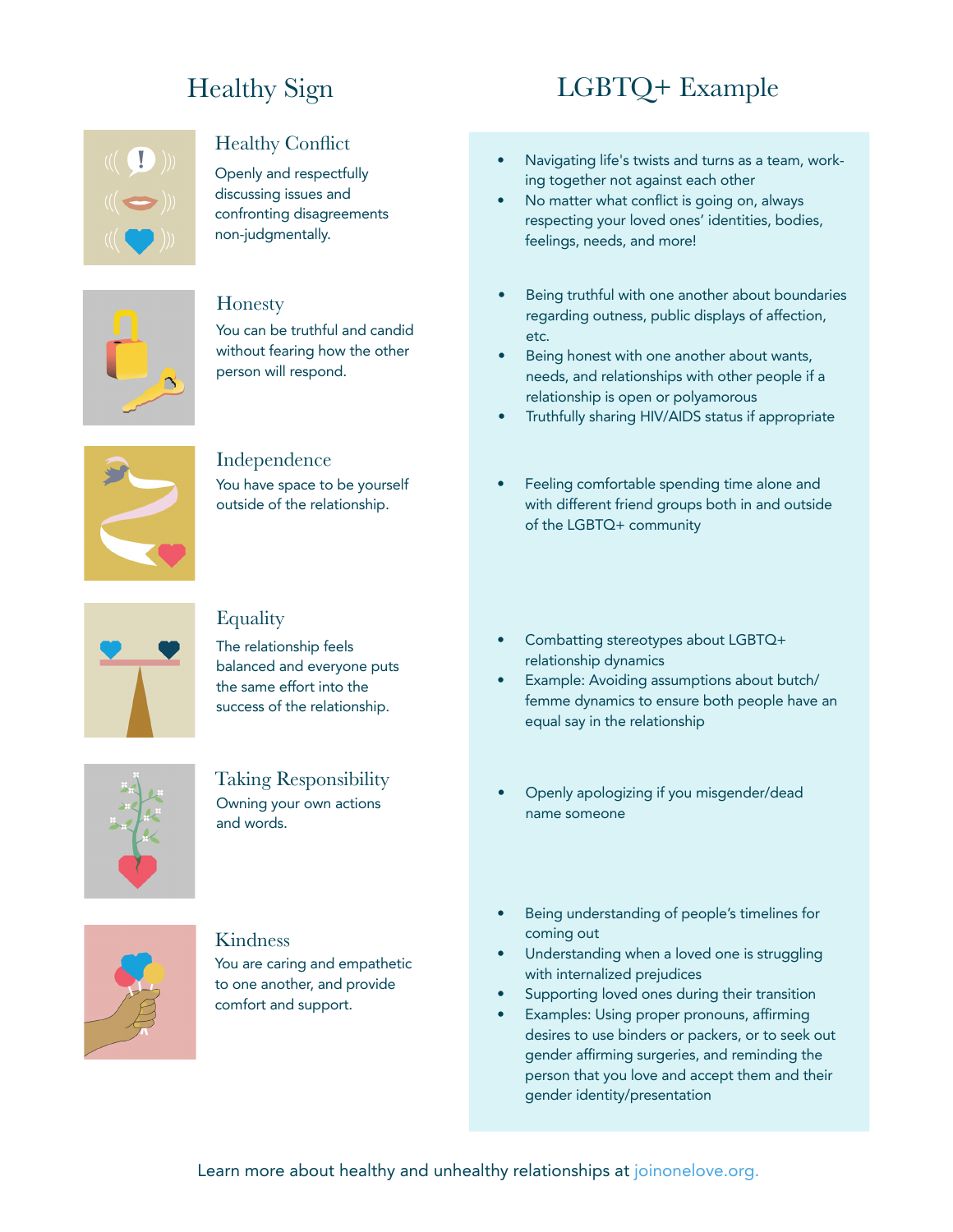| Healthy Sign | LGBTQ+ Example |
| --- | --- |
| **Healthy Conflict**<br>Openly and respectfully discussing issues and confronting disagreements non-judgmentally. | • Navigating life's twists and turns as a team, working together not against each other<br>• No matter what conflict is going on, always respecting your loved ones' identities, bodies, feelings, needs, and more! |
| **Honesty**<br>You can be truthful and candid without fearing how the other person will respond. | • Being truthful with one another about boundaries regarding outness, public displays of affection, etc.<br>• Being honest with one another about wants, needs, and relationships with other people if a relationship is open or polyamorous<br>• Truthfully sharing HIV/AIDS status if appropriate |
| **Independence**<br>You have space to be yourself outside of the relationship. | • Feeling comfortable spending time alone and with different friend groups both in and outside of the LGBTQ+ community |
| **Equality**<br>The relationship feels balanced and everyone puts the same effort into the success of the relationship. | • Combatting stereotypes about LGBTQ+ relationship dynamics<br>• Example: Avoiding assumptions about butch/femme dynamics to ensure both people have an equal say in the relationship |
| **Taking Responsibility**<br>Owning your own actions and words. | • Openly apologizing if you misgender/dead name someone |
| **Kindness**<br>You are caring and empathetic to one another, and provide comfort and support. | • Being understanding of people's timelines for coming out<br>• Understanding when a loved one is struggling with internalized prejudices<br>• Supporting loved ones during their transition<br>• Examples: Using proper pronouns, affirming desires to use binders or packers, or to seek out gender affirming surgeries, and reminding the person that you love and accept them and their gender identity/presentation |

Learn more about healthy and unhealthy relationships at joinonelove.org.